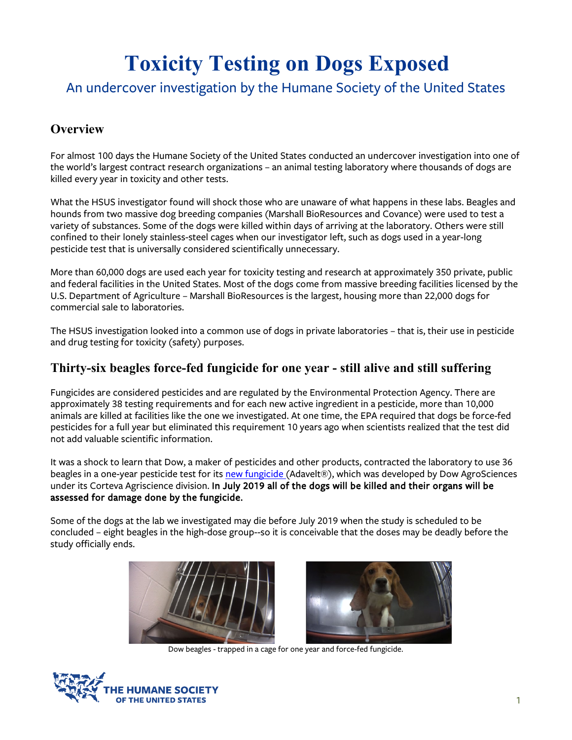# Toxicity Testing on Dogs Exposed

An undercover investigation by the Humane Society of the United States

## Overview

For almost 100 days the Humane Society of the United States conducted an undercover investigation into one of the world's largest contract research organizations – an animal testing laboratory where thousands of dogs are killed every year in toxicity and other tests.

What the HSUS investigator found will shock those who are unaware of what happens in these labs. Beagles and hounds from two massive dog breeding companies (Marshall BioResources and Covance) were used to test a variety of substances. Some of the dogs were killed within days of arriving at the laboratory. Others were still confined to their lonely stainless-steel cages when our investigator left, such as dogs used in a year-long pesticide test that is universally considered scientifically unnecessary.

More than 60,000 dogs are used each year for toxicity testing and research at approximately 350 private, public and federal facilities in the United States. Most of the dogs come from massive breeding facilities licensed by the U.S. Department of Agriculture – Marshall BioResources is the largest, housing more than 22,000 dogs for commercial sale to laboratories.

The HSUS investigation looked into a common use of dogs in private laboratories – that is, their use in pesticide and drug testing for toxicity (safety) purposes.

## Thirty-six beagles force-fed fungicide for one year - still alive and still suffering

Fungicides are considered pesticides and are regulated by the Environmental Protection Agency. There are approximately 38 testing requirements and for each new active ingredient in a pesticide, more than 10,000 animals are killed at facilities like the one we investigated. At one time, the EPA required that dogs be force-fed pesticides for a full year but eliminated this requirement 10 years ago when scientists realized that the test did not add valuable scientific information.

It was a shock to learn that Dow, a maker of pesticides and other products, contracted the laboratory to use 36 beagles in a one-year pesticide test for its new fungicide (Adavelt®), which was developed by Dow AgroSciences under its Corteva Agriscience division. **In July 2019 all of the dogs will be killed and their organs will be assessed for damage done by the fungicide.**

Some of the dogs at the lab we investigated may die before July 2019 when the study is scheduled to be concluded – eight beagles in the high-dose group--so it is conceivable that the doses may be deadly before the study officially ends.

Dow beagles - trapped in a cage for one year and force-fed fungicide.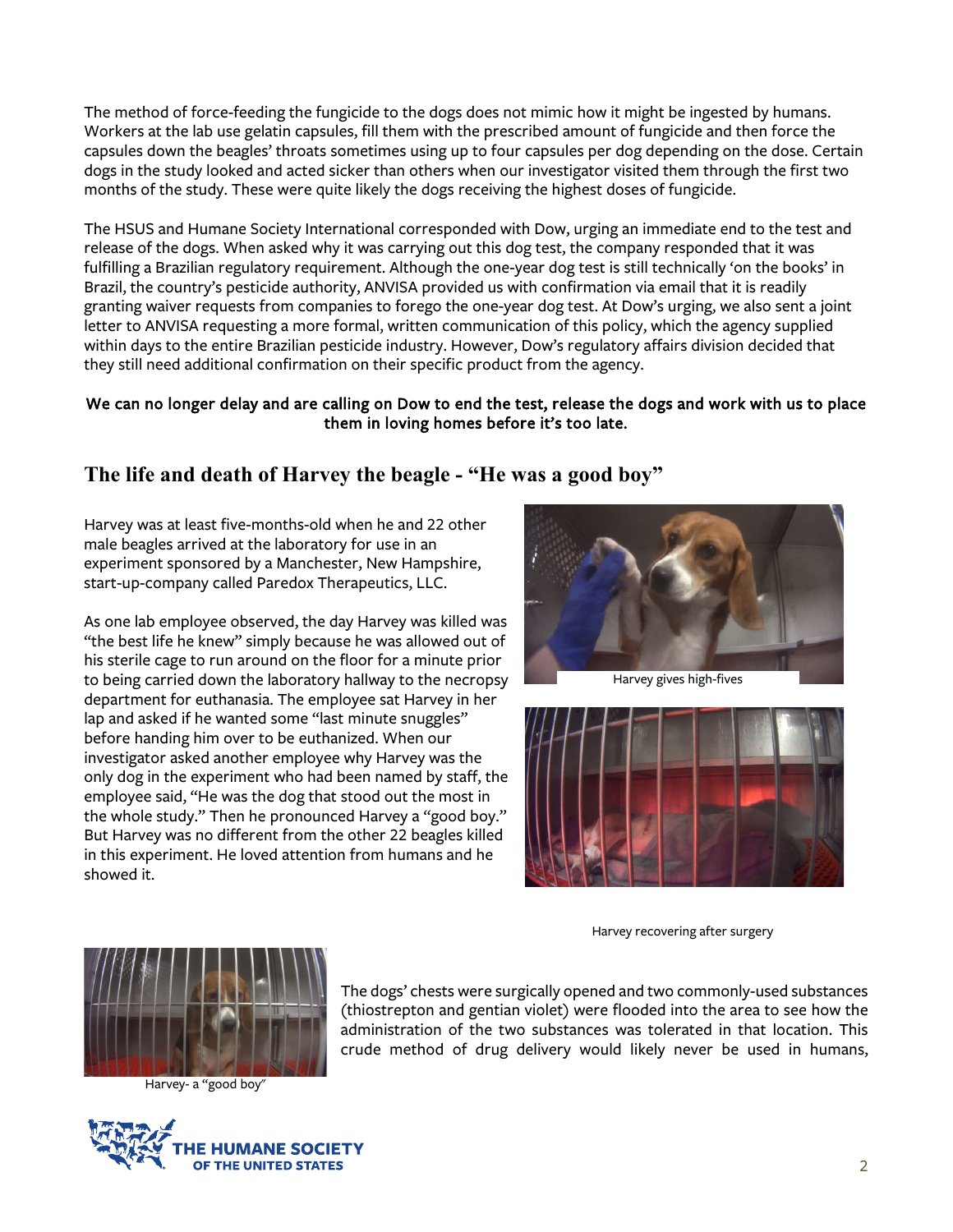The method of force-feeding the fungicide to the dogs does not mimic how it might be ingested by humans. Workers at the lab use gelatin capsules, fill them with the prescribed amount of fungicide and then force the capsules down the beagles' throats sometimes using up to four capsules per dog depending on the dose. Certain dogs in the study looked and acted sicker than others when our investigator visited them through the first two months of the study. These were quite likely the dogs receiving the highest doses of fungicide.

The HSUS and Humane Society International corresponded with Dow, urging an immediate end to the test and release of the dogs. When asked why it was carrying out this dog test, the company responded that it was fulfilling a Brazilian regulatory requirement. Although the one-year dog test is still technically 'on the books' in Brazil, the country's pesticide authority, ANVISA provided us with confirmation via email that it is readily granting waiver requests from companies to forego the one-year dog test. At Dow's urging, we also sent a joint letter to ANVISA requesting a more formal, written communication of this policy, which the agency supplied within days to the entire Brazilian pesticide industry. However, Dow's regulatory affairs division decided that they still need additional confirmation on their specific product from the agency.

**We can no longer delay and are calling on Dow to end the test, release the dogs and work with us to place them in loving homes before it's too late.**

## The life and death of Harvey the beagle - "He was a good boy"

Harvey was at least five-months-old when he and 22 other male beagles arrived at the laboratory for use in an experiment sponsored by a Manchester, New Hampshire, start-up-company called Paredox Therapeutics, LLC.

As one lab employee observed, the day Harvey was killed was "the best life he knew" simply because he was allowed out of his sterile cage to run around on the floor for a minute prior to being carried down the laboratory hallway to the necropsy department for euthanasia. The employee sat Harvey in her lap and asked if he wanted some "last minute snuggles" before handing him over to be euthanized. When our investigator asked another employee why Harvey was the only dog in the experiment who had been named by staff, the employee said, "He was the dog that stood out the most in the whole study." Then he pronounced Harvey a "good boy." But Harvey was no different from the other 22 beagles killed in this experiment. He loved attention from humans and he showed it.

Harvey gives high-fives

Harvey recovering after surgery

Harvey- a "good boy"

The dogs' chests were surgically opened and two commonly-used substances (thiostrepton and gentian violet) were flooded into the area to see how the administration of the two substances was tolerated in that location. This crude method of drug delivery would likely never be used in humans,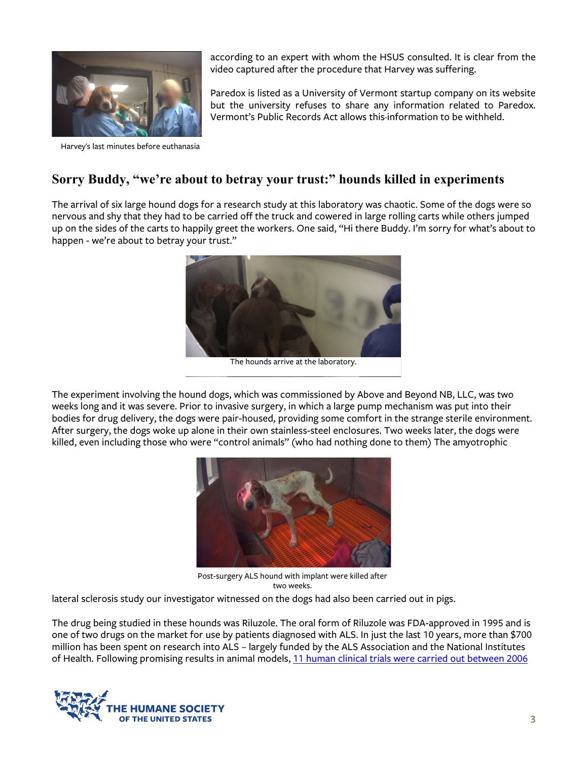according to an expert with whom the HSUS consulted. It is clear from the video captured after the procedure that Harvey was suffering.

Paredox is listed as a University of Vermont startup company on its website but the university refuses to share any information related to Paredox. Vermont's Public Records Act allows this information to be withheld.

Harvey's last minutes before euthanasia

## Sorry Buddy, "we're about to betray your trust:" hounds killed in experiments

The arrival of six large hound dogs for a research study at this laboratory was chaotic. Some of the dogs were so nervous and shy that they had to be carried off the truck and cowered in large rolling carts while others jumped up on the sides of the carts to happily greet the workers. One said, "Hi there Buddy. I'm sorry for what's about to happen - we're about to betray your trust."

The hounds arrive at the laboratory.

The experiment involving the hound dogs, which was commissioned by Above and Beyond NB, LLC, was two weeks long and it was severe. Prior to invasive surgery, in which a large pump mechanism was put into their bodies for drug delivery, the dogs were pair-housed, providing some comfort in the strange sterile environment. After surgery, the dogs woke up alone in their own stainless-steel enclosures. Two weeks later, the dogs were killed, even including those who were "control animals" (who had nothing done to them) The amyotrophic lateral sclerosis study our investigator witnessed on the dogs had also been carried out in pigs.

Post-surgery ALS hound with implant were killed after two weeks.

The drug being studied in these hounds was Riluzole. The oral form of Riluzole was FDA-approved in 1995 and is one of two drugs on the market for use by patients diagnosed with ALS. In just the last 10 years, more than $700 million has been spent on research into ALS – largely funded by the ALS Association and the National Institutes of Health. Following promising results in animal models, 11 human clinical trials were carried out between 2006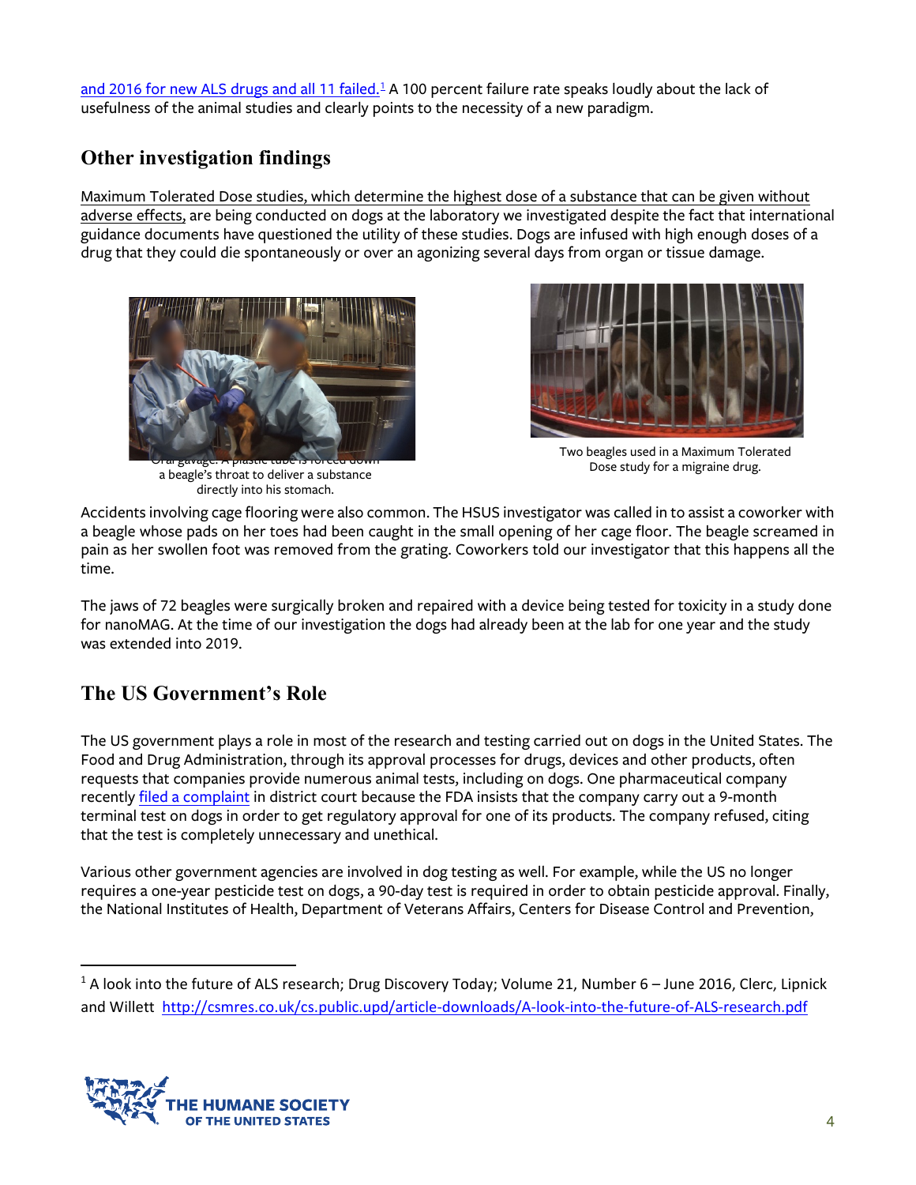and 2016 for new ALS drugs and all 11 failed.[1] A 100 percent failure rate speaks loudly about the lack of usefulness of the animal studies and clearly points to the necessity of a new paradigm.

## Other investigation findings

Maximum Tolerated Dose studies, which determine the highest dose of a substance that can be given without adverse effects, are being conducted on dogs at the laboratory we investigated despite the fact that international guidance documents have questioned the utility of these studies. Dogs are infused with high enough doses of a drug that they could die spontaneously or over an agonizing several days from organ or tissue damage.

Oral gavage: A plastic tube is forced down a beagle's throat to deliver a substance directly into his stomach.

Two beagles used in a Maximum Tolerated Dose study for a migraine drug.

Accidents involving cage flooring were also common. The HSUS investigator was called in to assist a coworker with a beagle whose pads on her toes had been caught in the small opening of her cage floor. The beagle screamed in pain as her swollen foot was removed from the grating. Coworkers told our investigator that this happens all the time.

The jaws of 72 beagles were surgically broken and repaired with a device being tested for toxicity in a study done for nanoMAG. At the time of our investigation the dogs had already been at the lab for one year and the study was extended into 2019.

## The US Government's Role

The US government plays a role in most of the research and testing carried out on dogs in the United States. The Food and Drug Administration, through its approval processes for drugs, devices and other products, often requests that companies provide numerous animal tests, including on dogs. One pharmaceutical company recently filed a complaint in district court because the FDA insists that the company carry out a 9-month terminal test on dogs in order to get regulatory approval for one of its products. The company refused, citing that the test is completely unnecessary and unethical.

Various other government agencies are involved in dog testing as well. For example, while the US no longer requires a one-year pesticide test on dogs, a 90-day test is required in order to obtain pesticide approval. Finally, the National Institutes of Health, Department of Veterans Affairs, Centers for Disease Control and Prevention,

---

[1] A look into the future of ALS research; Drug Discovery Today; Volume 21, Number 6 – June 2016, Clerc, Lipnick and Willett http://csmres.co.uk/cs.public.upd/article-downloads/A-look-into-the-future-of-ALS-research.pdf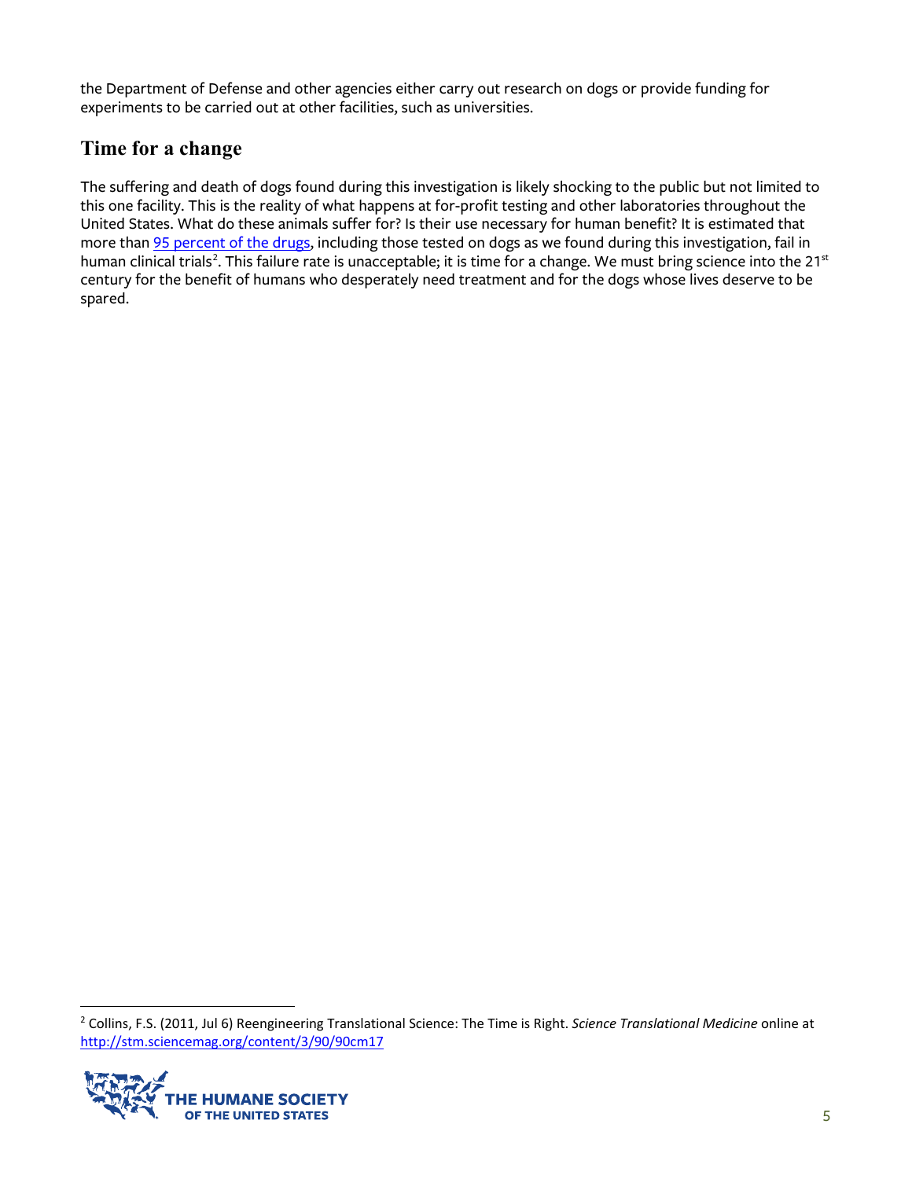the Department of Defense and other agencies either carry out research on dogs or provide funding for experiments to be carried out at other facilities, such as universities.

## Time for a change

The suffering and death of dogs found during this investigation is likely shocking to the public but not limited to this one facility. This is the reality of what happens at for-profit testing and other laboratories throughout the United States. What do these animals suffer for? Is their use necessary for human benefit? It is estimated that more than 95 percent of the drugs, including those tested on dogs as we found during this investigation, fail in human clinical trials[2]. This failure rate is unacceptable; it is time for a change. We must bring science into the 21st century for the benefit of humans who desperately need treatment and for the dogs whose lives deserve to be spared.

---

[2] Collins, F.S. (2011, Jul 6) Reengineering Translational Science: The Time is Right. *Science Translational Medicine* online at http://stm.sciencemag.org/content/3/90/90cm17